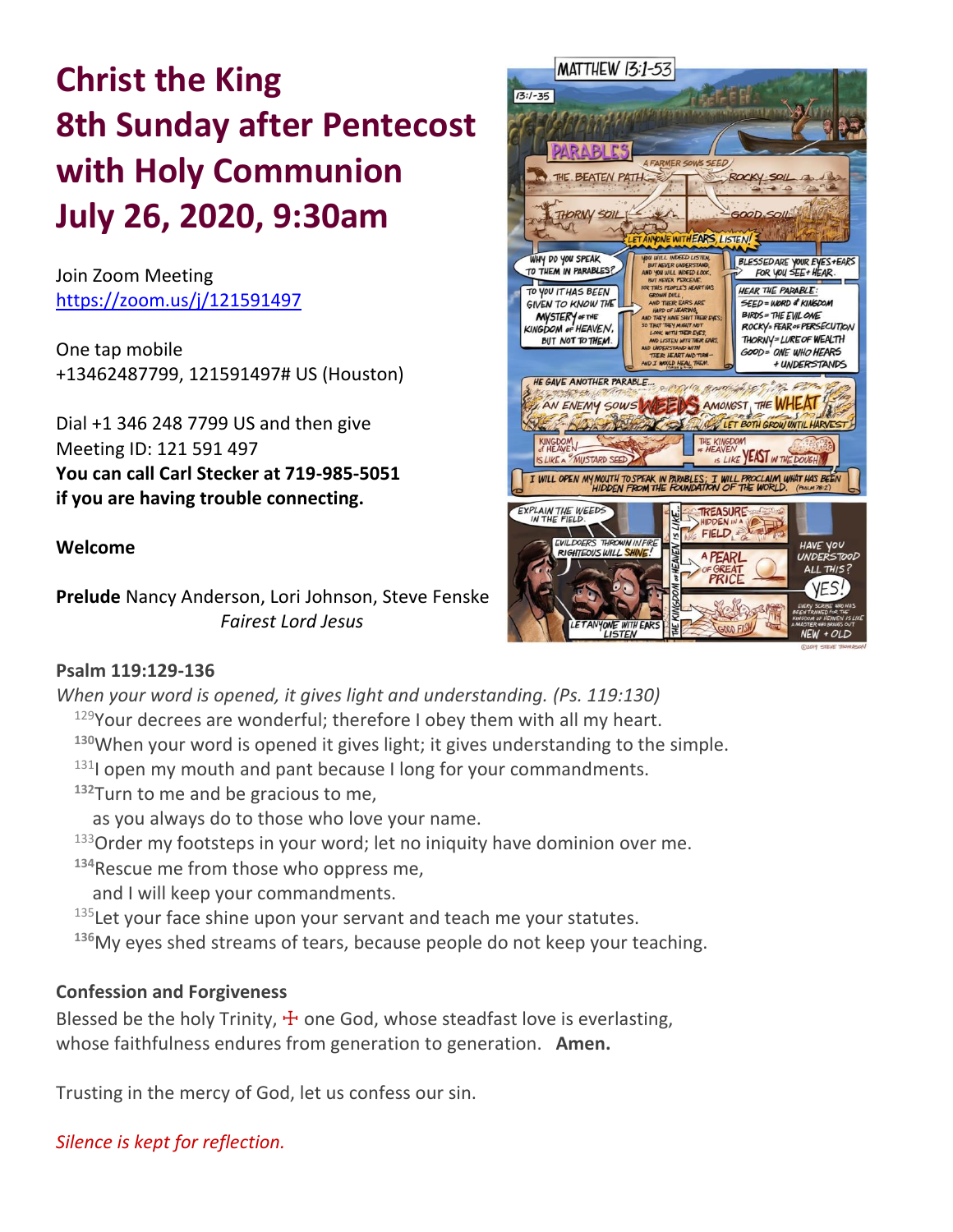# Christ the King
# 8th Sunday after Pentecost with Holy Communion
# July 26, 2020, 9:30am

Join Zoom Meeting
https://zoom.us/j/121591497

One tap mobile
+13462487799, 121591497# US (Houston)

Dial +1 346 248 7799 US and then give
Meeting ID: 121 591 497
**You can call Carl Stecker at 719-985-5051 if you are having trouble connecting.**

**Welcome**

**Prelude** Nancy Anderson, Lori Johnson, Steve Fenske
*Fairest Lord Jesus*

**Psalm 119:129-136**

*When your word is opened, it gives light and understanding. (Ps. 119:130)*

[129]Your decrees are wonderful; therefore I obey them with all my heart.
**[130]**When your word is opened it gives light; it gives understanding to the simple.
[131]I open my mouth and pant because I long for your commandments.
**[132]**Turn to me and be gracious to me,
as you always do to those who love your name.
[133]Order my footsteps in your word; let no iniquity have dominion over me.
**[134]**Rescue me from those who oppress me,
and I will keep your commandments.
[135]Let your face shine upon your servant and teach me your statutes.
**[136]**My eyes shed streams of tears, because people do not keep your teaching.

**Confession and Forgiveness**

Blessed be the holy Trinity, ☩ one God, whose steadfast love is everlasting, whose faithfulness endures from generation to generation. **Amen.**

Trusting in the mercy of God, let us confess our sin.

*Silence is kept for reflection.*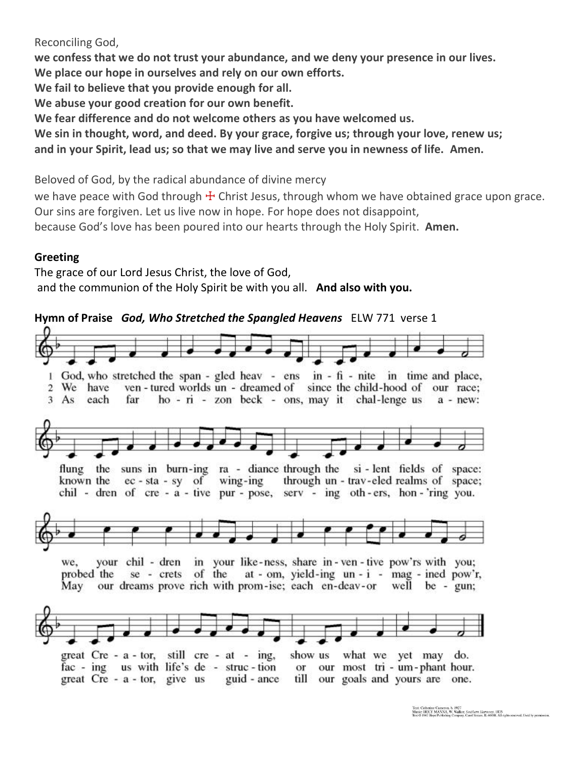Reconciling God,

**we confess that we do not trust your abundance, and we deny your presence in our lives.**
**We place our hope in ourselves and rely on our own efforts.**
**We fail to believe that you provide enough for all.**
**We abuse your good creation for our own benefit.**
**We fear difference and do not welcome others as you have welcomed us.**
**We sin in thought, word, and deed. By your grace, forgive us; through your love, renew us;**
**and in your Spirit, lead us; so that we may live and serve you in newness of life. Amen.**

Beloved of God, by the radical abundance of divine mercy
we have peace with God through ☩ Christ Jesus, through whom we have obtained grace upon grace.
Our sins are forgiven. Let us live now in hope. For hope does not disappoint,
because God's love has been poured into our hearts through the Holy Spirit. **Amen.**

**Greeting**

The grace of our Lord Jesus Christ, the love of God,
and the communion of the Holy Spirit be with you all. **And also with you.**

**Hymn of Praise** ***God, Who Stretched the Spangled Heavens*** ELW 771 verse 1

1 God, who stretched the spangled heavens infinite in time and place,
flung the suns in burning radiance through the silent fields of space:
we, your children in your likeness, share inventive pow'rs with you;
great Creator, still creating, show us what we yet may do.

2 We have ventured worlds undreamed of since the childhood of our race;
known the ecstasy of winging through untraveled realms of space;
probed the secrets of the atom, yielding unimagined pow'r,
facing us with life's destruction or our most triumphant hour.

3 As each far horizon beckons, may it challenge us anew:
children of creative purpose, serving others, hon'ring you.
May our dreams prove rich with promise; each endeavor well begun;
great Creator, give us guidance till our goals and yours are one.

Text: Catherine Cameron, b. 1927
Music: HOLY MANNA, W. Walker, *Southern Harmony*, 1835
Text © 1967 Hope Publishing Company, Carol Stream, IL 60188. All rights reserved. Used by permission.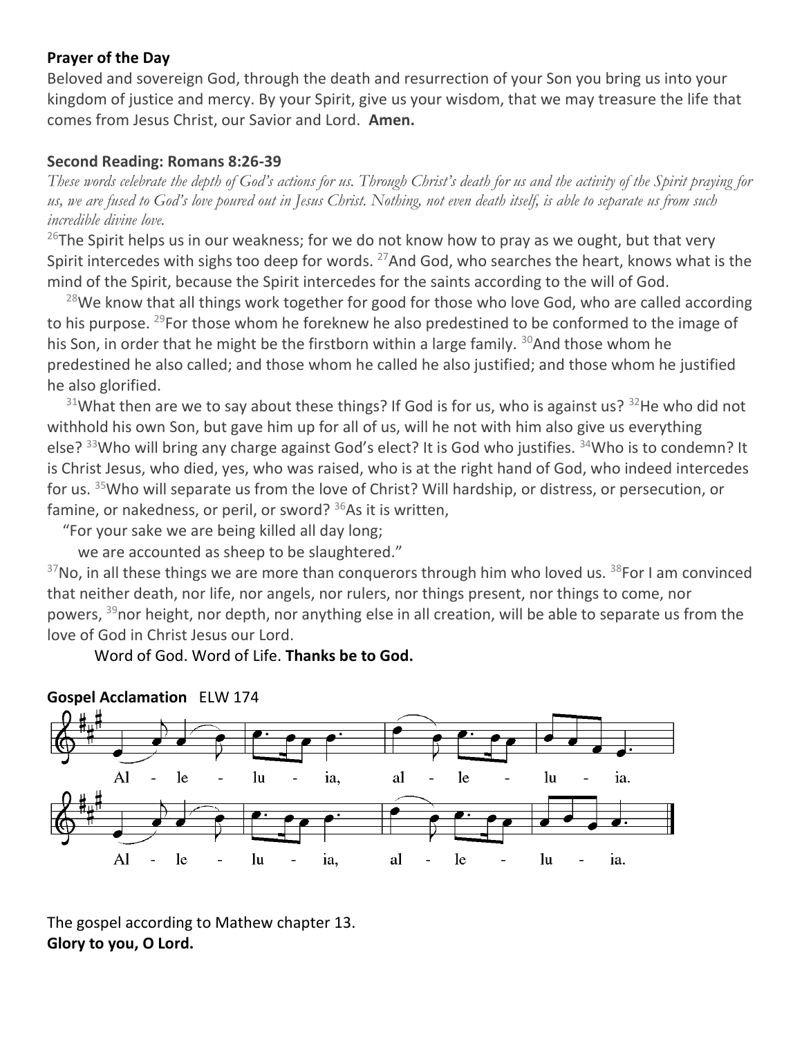**Prayer of the Day**

Beloved and sovereign God, through the death and resurrection of your Son you bring us into your kingdom of justice and mercy. By your Spirit, give us your wisdom, that we may treasure the life that comes from Jesus Christ, our Savior and Lord. **Amen.**

**Second Reading: Romans 8:26-39**

*These words celebrate the depth of God's actions for us. Through Christ's death for us and the activity of the Spirit praying for us, we are fused to God's love poured out in Jesus Christ. Nothing, not even death itself, is able to separate us from such incredible divine love.*

[26]The Spirit helps us in our weakness; for we do not know how to pray as we ought, but that very Spirit intercedes with sighs too deep for words. [27]And God, who searches the heart, knows what is the mind of the Spirit, because the Spirit intercedes for the saints according to the will of God.

[28]We know that all things work together for good for those who love God, who are called according to his purpose. [29]For those whom he foreknew he also predestined to be conformed to the image of his Son, in order that he might be the firstborn within a large family. [30]And those whom he predestined he also called; and those whom he called he also justified; and those whom he justified he also glorified.

[31]What then are we to say about these things? If God is for us, who is against us? [32]He who did not withhold his own Son, but gave him up for all of us, will he not with him also give us everything else? [33]Who will bring any charge against God's elect? It is God who justifies. [34]Who is to condemn? It is Christ Jesus, who died, yes, who was raised, who is at the right hand of God, who indeed intercedes for us. [35]Who will separate us from the love of Christ? Will hardship, or distress, or persecution, or famine, or nakedness, or peril, or sword? [36]As it is written,

"For your sake we are being killed all day long;
we are accounted as sheep to be slaughtered."

[37]No, in all these things we are more than conquerors through him who loved us. [38]For I am convinced that neither death, nor life, nor angels, nor rulers, nor things present, nor things to come, nor powers, [39]nor height, nor depth, nor anything else in all creation, will be able to separate us from the love of God in Christ Jesus our Lord.

Word of God. Word of Life. **Thanks be to God.**

**Gospel Acclamation** ELW 174

Al - le - lu - ia, al - le - lu - ia.
Al - le - lu - ia, al - le - lu - ia.

The gospel according to Mathew chapter 13.
**Glory to you, O Lord.**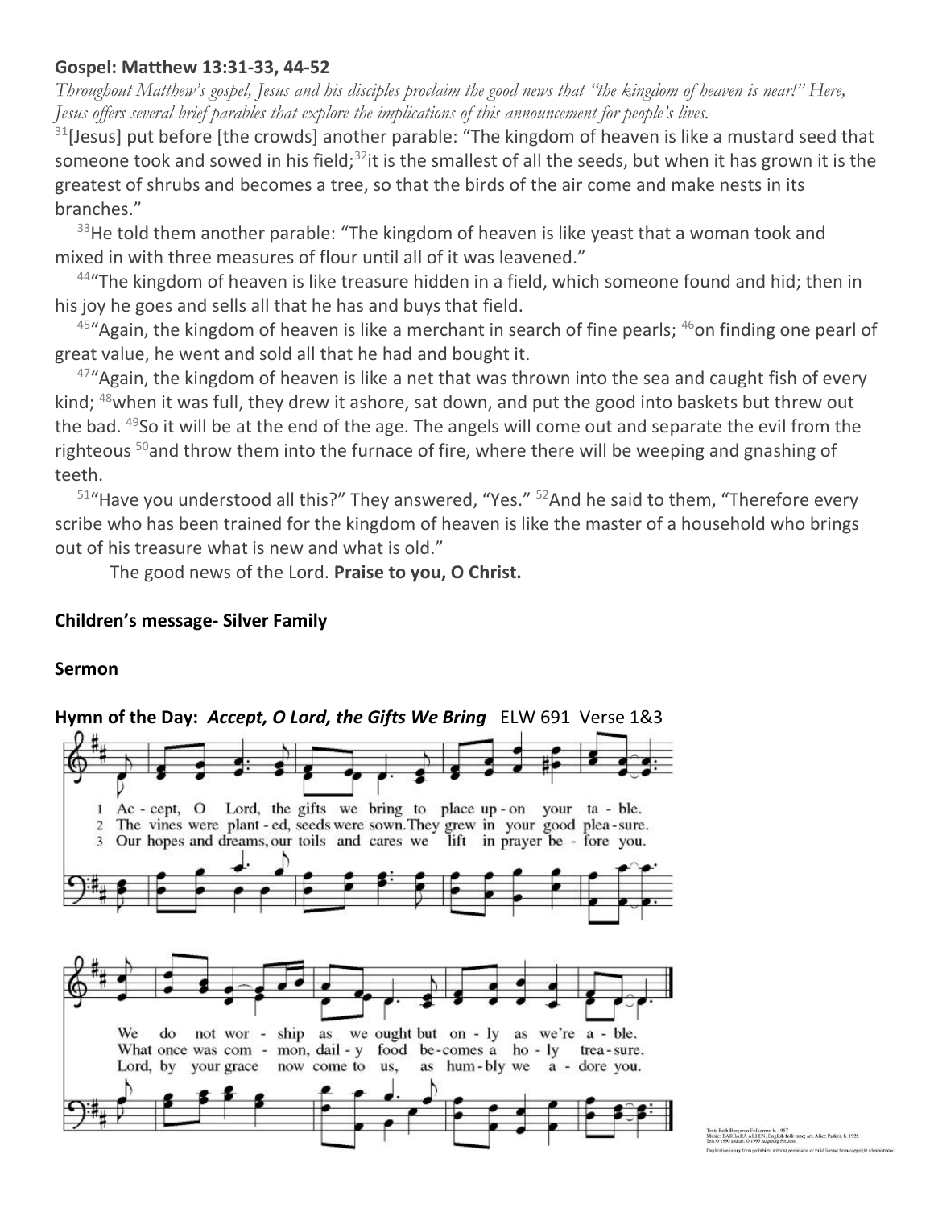**Gospel: Matthew 13:31-33, 44-52**

*Throughout Matthew's gospel, Jesus and his disciples proclaim the good news that "the kingdom of heaven is near!" Here, Jesus offers several brief parables that explore the implications of this announcement for people's lives.*

[31][Jesus] put before [the crowds] another parable: "The kingdom of heaven is like a mustard seed that someone took and sowed in his field;[32]it is the smallest of all the seeds, but when it has grown it is the greatest of shrubs and becomes a tree, so that the birds of the air come and make nests in its branches."

[33]He told them another parable: "The kingdom of heaven is like yeast that a woman took and mixed in with three measures of flour until all of it was leavened."

[44]"The kingdom of heaven is like treasure hidden in a field, which someone found and hid; then in his joy he goes and sells all that he has and buys that field.

[45]"Again, the kingdom of heaven is like a merchant in search of fine pearls; [46]on finding one pearl of great value, he went and sold all that he had and bought it.

[47]"Again, the kingdom of heaven is like a net that was thrown into the sea and caught fish of every kind; [48]when it was full, they drew it ashore, sat down, and put the good into baskets but threw out the bad. [49]So it will be at the end of the age. The angels will come out and separate the evil from the righteous [50]and throw them into the furnace of fire, where there will be weeping and gnashing of teeth.

[51]"Have you understood all this?" They answered, "Yes." [52]And he said to them, "Therefore every scribe who has been trained for the kingdom of heaven is like the master of a household who brings out of his treasure what is new and what is old."

The good news of the Lord. **Praise to you, O Christ.**

**Children's message- Silver Family**

**Sermon**

**Hymn of the Day:** ***Accept, O Lord, the Gifts We Bring*** ELW 691 Verse 1&3

1 Accept, O Lord, the gifts we bring to place upon your table. We do not worship as we ought but only as we're able.

2 The vines were planted, seeds were sown. They grew in your good pleasure. What once was common, daily food becomes a holy treasure.

3 Our hopes and dreams, our toils and cares we lift in prayer before you. Lord, by your grace now come to us, as humbly we adore you.

Text: Beth Bergeron Folkemer, b. 1957
Music: BARBARA ALLEN, English folk tune; arr. Alice Parker, b. 1925
Text © 1990 and arr. © 1995 Augsburg Fortress.
Duplication in any form prohibited without permission or valid license from copyright administrator.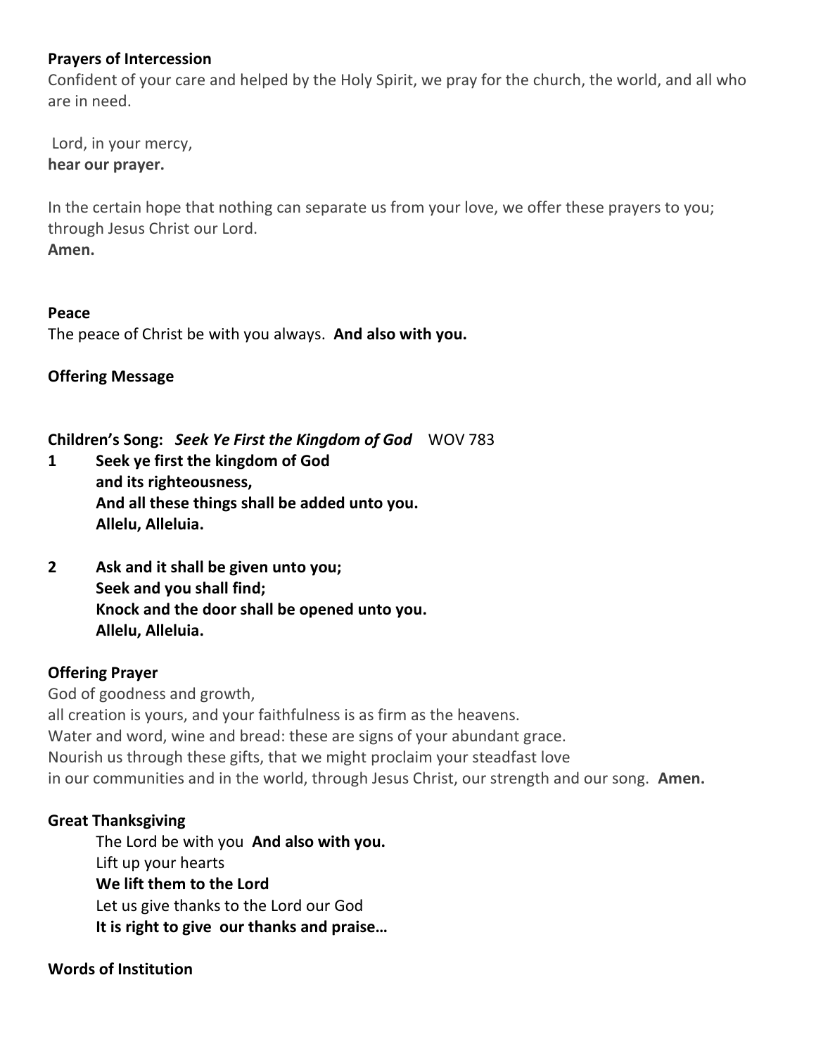**Prayers of Intercession**

Confident of your care and helped by the Holy Spirit, we pray for the church, the world, and all who are in need.

Lord, in your mercy,
**hear our prayer.**

In the certain hope that nothing can separate us from your love, we offer these prayers to you; through Jesus Christ our Lord.
**Amen.**

**Peace**

The peace of Christ be with you always. **And also with you.**

**Offering Message**

**Children's Song:** ***Seek Ye First the Kingdom of God*** WOV 783

1 **Seek ye first the kingdom of God**
**and its righteousness,**
**And all these things shall be added unto you.**
**Allelu, Alleluia.**

2 **Ask and it shall be given unto you;**
**Seek and you shall find;**
**Knock and the door shall be opened unto you.**
**Allelu, Alleluia.**

**Offering Prayer**

God of goodness and growth,
all creation is yours, and your faithfulness is as firm as the heavens.
Water and word, wine and bread: these are signs of your abundant grace.
Nourish us through these gifts, that we might proclaim your steadfast love
in our communities and in the world, through Jesus Christ, our strength and our song. **Amen.**

**Great Thanksgiving**

The Lord be with you **And also with you.**
Lift up your hearts
**We lift them to the Lord**
Let us give thanks to the Lord our God
**It is right to give our thanks and praise…**

**Words of Institution**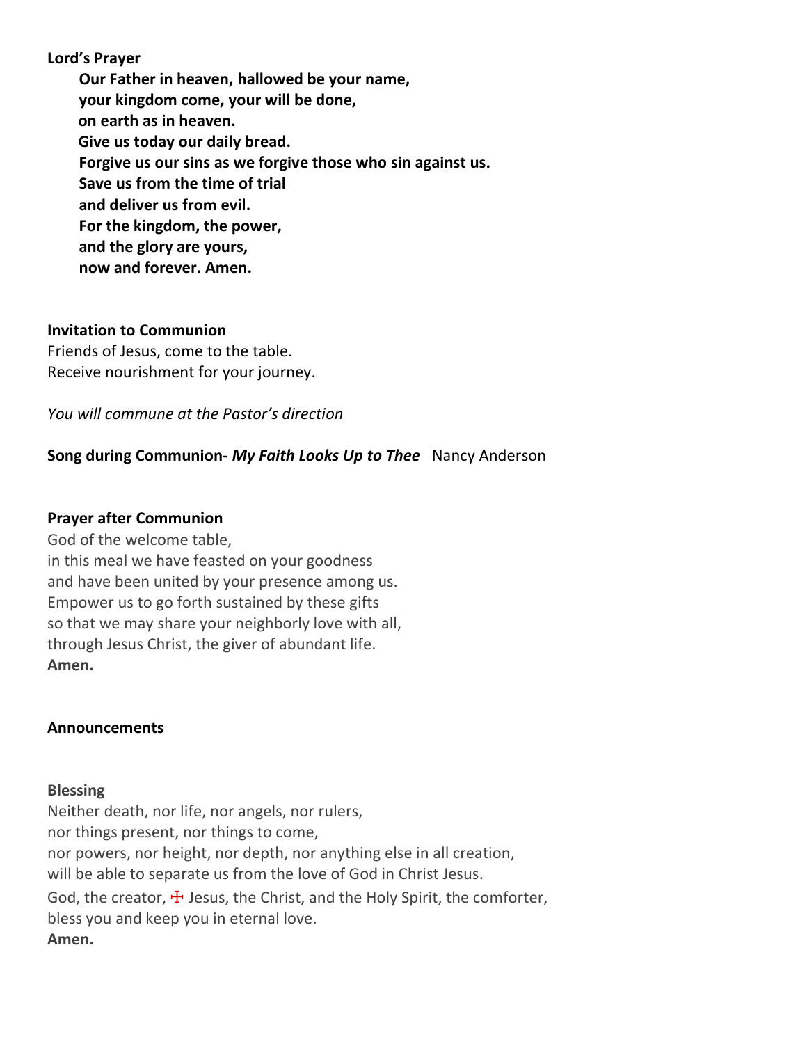**Lord's Prayer**

**Our Father in heaven, hallowed be your name,**
**your kingdom come, your will be done,**
**on earth as in heaven.**
**Give us today our daily bread.**
**Forgive us our sins as we forgive those who sin against us.**
**Save us from the time of trial**
**and deliver us from evil.**
**For the kingdom, the power,**
**and the glory are yours,**
**now and forever. Amen.**

**Invitation to Communion**

Friends of Jesus, come to the table.
Receive nourishment for your journey.

*You will commune at the Pastor's direction*

**Song during Communion-** ***My Faith Looks Up to Thee*** Nancy Anderson

**Prayer after Communion**

God of the welcome table,
in this meal we have feasted on your goodness
and have been united by your presence among us.
Empower us to go forth sustained by these gifts
so that we may share your neighborly love with all,
through Jesus Christ, the giver of abundant life.
**Amen.**

**Announcements**

**Blessing**

Neither death, nor life, nor angels, nor rulers,
nor things present, nor things to come,
nor powers, nor height, nor depth, nor anything else in all creation,
will be able to separate us from the love of God in Christ Jesus.
God, the creator, ☩ Jesus, the Christ, and the Holy Spirit, the comforter,
bless you and keep you in eternal love.
**Amen.**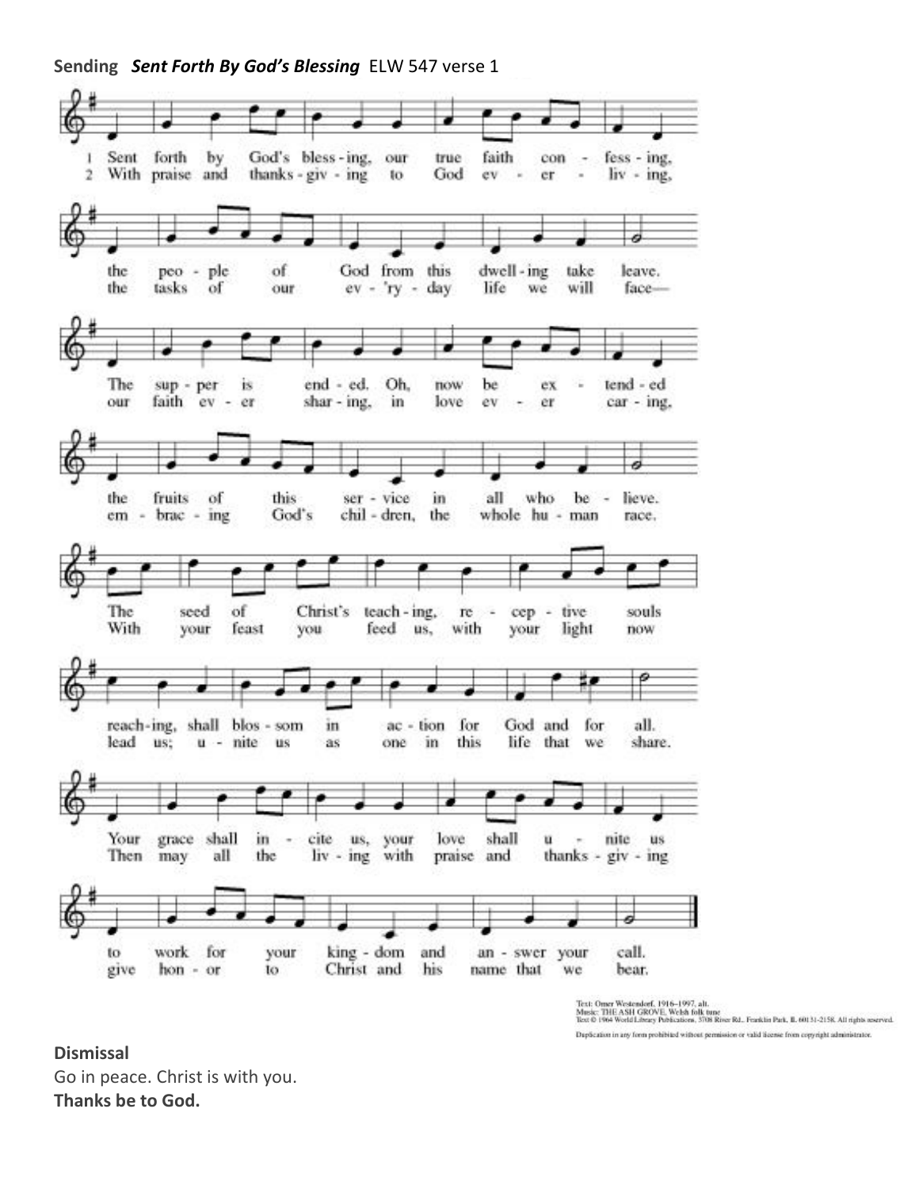**Sending** ***Sent Forth By God's Blessing*** ELW 547 verse 1

1 Sent forth by God's blessing, our true faith confessing, the people of God from this dwelling take leave. The supper is ended. Oh, now be extended the fruits of this service in all who believe. The seed of Christ's teaching, receptive souls reaching, shall blossom in action for God and for all. Your grace shall incite us, your love shall unite us to work for your kingdom and answer your call.

2 With praise and thanksgiving to God ever-living, the tasks of our ev'ryday life we will face— our faith ever sharing, in love ever caring, embracing God's children, the whole human race. With your feast you feed us, with your light now lead us; unite us as one in this life that we share. Then may all the living with praise and thanksgiving give honor to Christ and his name that we bear.

Text: Omer Westendorf, 1916–1997, alt.
Music: THE ASH GROVE, Welsh folk tune
Text © 1964 World Library Publications, 3708 River Rd., Franklin Park, IL 60131-2158. All rights reserved.
Duplication in any form prohibited without permission or valid license from copyright administrator.

**Dismissal**
Go in peace. Christ is with you.
**Thanks be to God.**